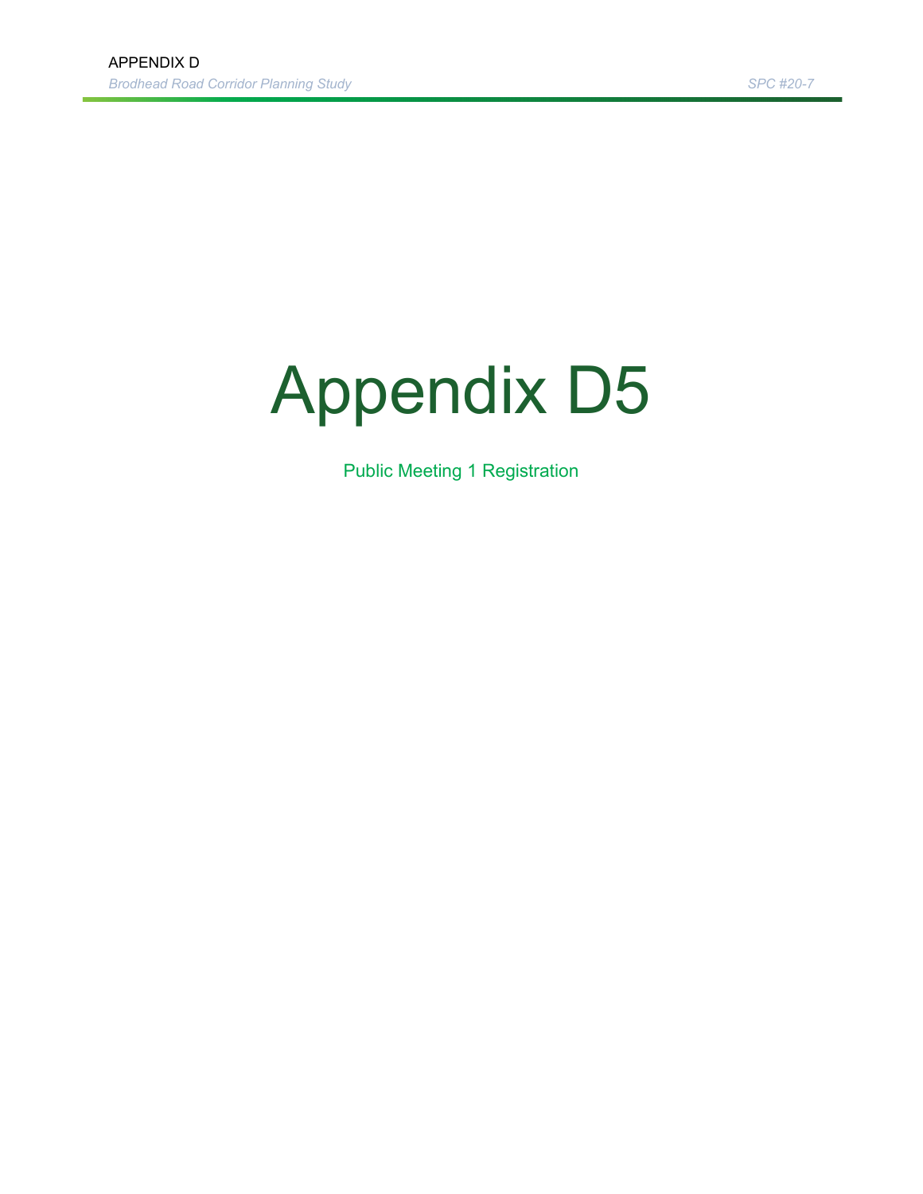# Appendix D5

Public Meeting 1 Registration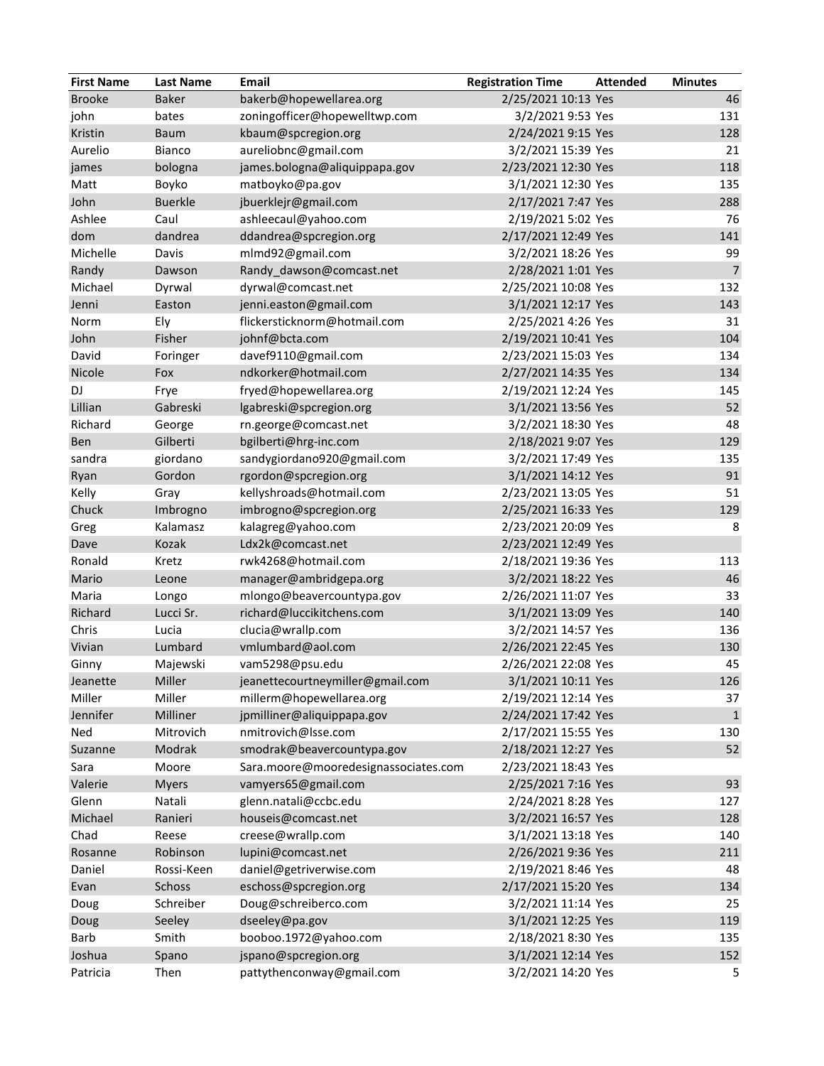| First Name | Last Name | Email | Registration Time | Attended | Minutes |
|---|---|---|---|---|---|
| Brooke | Baker | bakerb@hopewellarea.org | 2/25/2021 10:13 | Yes | 46 |
| john | bates | zoningofficer@hopewelltwp.com | 3/2/2021 9:53 | Yes | 131 |
| Kristin | Baum | kbaum@spcregion.org | 2/24/2021 9:15 | Yes | 128 |
| Aurelio | Bianco | aureliobnc@gmail.com | 3/2/2021 15:39 | Yes | 21 |
| james | bologna | james.bologna@aliquippapa.gov | 2/23/2021 12:30 | Yes | 118 |
| Matt | Boyko | matboyko@pa.gov | 3/1/2021 12:30 | Yes | 135 |
| John | Buerkle | jbuerklejr@gmail.com | 2/17/2021 7:47 | Yes | 288 |
| Ashlee | Caul | ashleecaul@yahoo.com | 2/19/2021 5:02 | Yes | 76 |
| dom | dandrea | ddandrea@spcregion.org | 2/17/2021 12:49 | Yes | 141 |
| Michelle | Davis | mlmd92@gmail.com | 3/2/2021 18:26 | Yes | 99 |
| Randy | Dawson | Randy_dawson@comcast.net | 2/28/2021 1:01 | Yes | 7 |
| Michael | Dyrwal | dyrwal@comcast.net | 2/25/2021 10:08 | Yes | 132 |
| Jenni | Easton | jenni.easton@gmail.com | 3/1/2021 12:17 | Yes | 143 |
| Norm | Ely | flickersticknorm@hotmail.com | 2/25/2021 4:26 | Yes | 31 |
| John | Fisher | johnf@bcta.com | 2/19/2021 10:41 | Yes | 104 |
| David | Foringer | davef9110@gmail.com | 2/23/2021 15:03 | Yes | 134 |
| Nicole | Fox | ndkorker@hotmail.com | 2/27/2021 14:35 | Yes | 134 |
| DJ | Frye | fryed@hopewellarea.org | 2/19/2021 12:24 | Yes | 145 |
| Lillian | Gabreski | lgabreski@spcregion.org | 3/1/2021 13:56 | Yes | 52 |
| Richard | George | rn.george@comcast.net | 3/2/2021 18:30 | Yes | 48 |
| Ben | Gilberti | bgilberti@hrg-inc.com | 2/18/2021 9:07 | Yes | 129 |
| sandra | giordano | sandygiordano920@gmail.com | 3/2/2021 17:49 | Yes | 135 |
| Ryan | Gordon | rgordon@spcregion.org | 3/1/2021 14:12 | Yes | 91 |
| Kelly | Gray | kellyshroads@hotmail.com | 2/23/2021 13:05 | Yes | 51 |
| Chuck | Imbrogno | imbrogno@spcregion.org | 2/25/2021 16:33 | Yes | 129 |
| Greg | Kalamasz | kalagreg@yahoo.com | 2/23/2021 20:09 | Yes | 8 |
| Dave | Kozak | Ldx2k@comcast.net | 2/23/2021 12:49 | Yes | |
| Ronald | Kretz | rwk4268@hotmail.com | 2/18/2021 19:36 | Yes | 113 |
| Mario | Leone | manager@ambridgepa.org | 3/2/2021 18:22 | Yes | 46 |
| Maria | Longo | mlongo@beavercountypa.gov | 2/26/2021 11:07 | Yes | 33 |
| Richard | Lucci Sr. | richard@luccikitchens.com | 3/1/2021 13:09 | Yes | 140 |
| Chris | Lucia | clucia@wrallp.com | 3/2/2021 14:57 | Yes | 136 |
| Vivian | Lumbard | vmlumbard@aol.com | 2/26/2021 22:45 | Yes | 130 |
| Ginny | Majewski | vam5298@psu.edu | 2/26/2021 22:08 | Yes | 45 |
| Jeanette | Miller | jeanettecourtneymiller@gmail.com | 3/1/2021 10:11 | Yes | 126 |
| Miller | Miller | millerm@hopewellarea.org | 2/19/2021 12:14 | Yes | 37 |
| Jennifer | Milliner | jpmilliner@aliquippapa.gov | 2/24/2021 17:42 | Yes | 1 |
| Ned | Mitrovich | nmitrovich@lsse.com | 2/17/2021 15:55 | Yes | 130 |
| Suzanne | Modrak | smodrak@beavercountypa.gov | 2/18/2021 12:27 | Yes | 52 |
| Sara | Moore | Sara.moore@mooredesignassociates.com | 2/23/2021 18:43 | Yes | |
| Valerie | Myers | vamyers65@gmail.com | 2/25/2021 7:16 | Yes | 93 |
| Glenn | Natali | glenn.natali@ccbc.edu | 2/24/2021 8:28 | Yes | 127 |
| Michael | Ranieri | houseis@comcast.net | 3/2/2021 16:57 | Yes | 128 |
| Chad | Reese | creese@wrallp.com | 3/1/2021 13:18 | Yes | 140 |
| Rosanne | Robinson | lupini@comcast.net | 2/26/2021 9:36 | Yes | 211 |
| Daniel | Rossi-Keen | daniel@getriverwise.com | 2/19/2021 8:46 | Yes | 48 |
| Evan | Schoss | eschoss@spcregion.org | 2/17/2021 15:20 | Yes | 134 |
| Doug | Schreiber | Doug@schreiberco.com | 3/2/2021 11:14 | Yes | 25 |
| Doug | Seeley | dseeley@pa.gov | 3/1/2021 12:25 | Yes | 119 |
| Barb | Smith | booboo.1972@yahoo.com | 2/18/2021 8:30 | Yes | 135 |
| Joshua | Spano | jspano@spcregion.org | 3/1/2021 12:14 | Yes | 152 |
| Patricia | Then | pattythenconway@gmail.com | 3/2/2021 14:20 | Yes | 5 |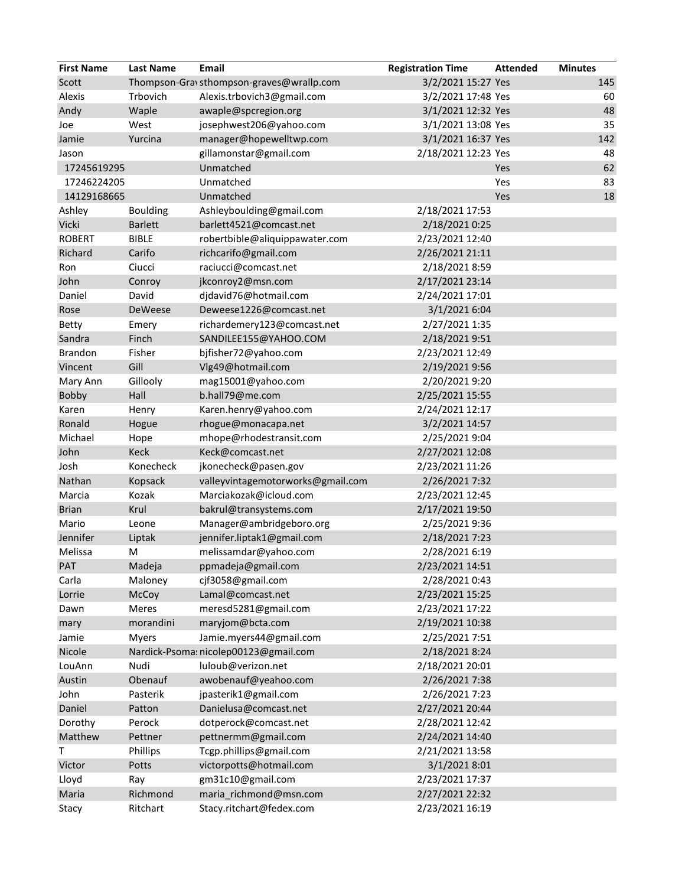| First Name | Last Name | Email | Registration Time | Attended | Minutes |
|---|---|---|---|---|---|
| Scott | Thompson-Grav | sthompson-graves@wrallp.com | 3/2/2021 15:27 | Yes | 145 |
| Alexis | Trbovich | Alexis.trbovich3@gmail.com | 3/2/2021 17:48 | Yes | 60 |
| Andy | Waple | awaple@spcregion.org | 3/1/2021 12:32 | Yes | 48 |
| Joe | West | josephwest206@yahoo.com | 3/1/2021 13:08 | Yes | 35 |
| Jamie | Yurcina | manager@hopewelltwp.com | 3/1/2021 16:37 | Yes | 142 |
| Jason | | gillamonstar@gmail.com | 2/18/2021 12:23 | Yes | 48 |
| 17245619295 | | Unmatched | | Yes | 62 |
| 17246224205 | | Unmatched | | Yes | 83 |
| 14129168665 | | Unmatched | | Yes | 18 |
| Ashley | Boulding | Ashleyboulding@gmail.com | 2/18/2021 17:53 | | |
| Vicki | Barlett | barlett4521@comcast.net | 2/18/2021 0:25 | | |
| ROBERT | BIBLE | robertbible@aliquippawater.com | 2/23/2021 12:40 | | |
| Richard | Carifo | richcarifo@gmail.com | 2/26/2021 21:11 | | |
| Ron | Ciucci | raciucci@comcast.net | 2/18/2021 8:59 | | |
| John | Conroy | jkconroy2@msn.com | 2/17/2021 23:14 | | |
| Daniel | David | djdavid76@hotmail.com | 2/24/2021 17:01 | | |
| Rose | DeWeese | Deweese1226@comcast.net | 3/1/2021 6:04 | | |
| Betty | Emery | richardemery123@comcast.net | 2/27/2021 1:35 | | |
| Sandra | Finch | SANDILEE155@YAHOO.COM | 2/18/2021 9:51 | | |
| Brandon | Fisher | bjfisher72@yahoo.com | 2/23/2021 12:49 | | |
| Vincent | Gill | Vlg49@hotmail.com | 2/19/2021 9:56 | | |
| Mary Ann | Gillooly | mag15001@yahoo.com | 2/20/2021 9:20 | | |
| Bobby | Hall | b.hall79@me.com | 2/25/2021 15:55 | | |
| Karen | Henry | Karen.henry@yahoo.com | 2/24/2021 12:17 | | |
| Ronald | Hogue | rhogue@monacapa.net | 3/2/2021 14:57 | | |
| Michael | Hope | mhope@rhodestransit.com | 2/25/2021 9:04 | | |
| John | Keck | Keck@comcast.net | 2/27/2021 12:08 | | |
| Josh | Konecheck | jkonecheck@pasen.gov | 2/23/2021 11:26 | | |
| Nathan | Kopsack | valleyvintagemotorworks@gmail.com | 2/26/2021 7:32 | | |
| Marcia | Kozak | Marciakozak@icloud.com | 2/23/2021 12:45 | | |
| Brian | Krul | bakrul@transystems.com | 2/17/2021 19:50 | | |
| Mario | Leone | Manager@ambridgeboro.org | 2/25/2021 9:36 | | |
| Jennifer | Liptak | jennifer.liptak1@gmail.com | 2/18/2021 7:23 | | |
| Melissa | M | melissamdar@yahoo.com | 2/28/2021 6:19 | | |
| PAT | Madeja | ppmadeja@gmail.com | 2/23/2021 14:51 | | |
| Carla | Maloney | cjf3058@gmail.com | 2/28/2021 0:43 | | |
| Lorrie | McCoy | Lamal@comcast.net | 2/23/2021 15:25 | | |
| Dawn | Meres | meresd5281@gmail.com | 2/23/2021 17:22 | | |
| mary | morandini | maryjom@bcta.com | 2/19/2021 10:38 | | |
| Jamie | Myers | Jamie.myers44@gmail.com | 2/25/2021 7:51 | | |
| Nicole | Nardick-Psomas | nicolep00123@gmail.com | 2/18/2021 8:24 | | |
| LouAnn | Nudi | luloub@verizon.net | 2/18/2021 20:01 | | |
| Austin | Obenauf | awobenauf@yeahoo.com | 2/26/2021 7:38 | | |
| John | Pasterik | jpasterik1@gmail.com | 2/26/2021 7:23 | | |
| Daniel | Patton | Danielusa@comcast.net | 2/27/2021 20:44 | | |
| Dorothy | Perock | dotperock@comcast.net | 2/28/2021 12:42 | | |
| Matthew | Pettner | pettnermm@gmail.com | 2/24/2021 14:40 | | |
| T | Phillips | Tcgp.phillips@gmail.com | 2/21/2021 13:58 | | |
| Victor | Potts | victorpotts@hotmail.com | 3/1/2021 8:01 | | |
| Lloyd | Ray | gm31c10@gmail.com | 2/23/2021 17:37 | | |
| Maria | Richmond | maria_richmond@msn.com | 2/27/2021 22:32 | | |
| Stacy | Ritchart | Stacy.ritchart@fedex.com | 2/23/2021 16:19 | | |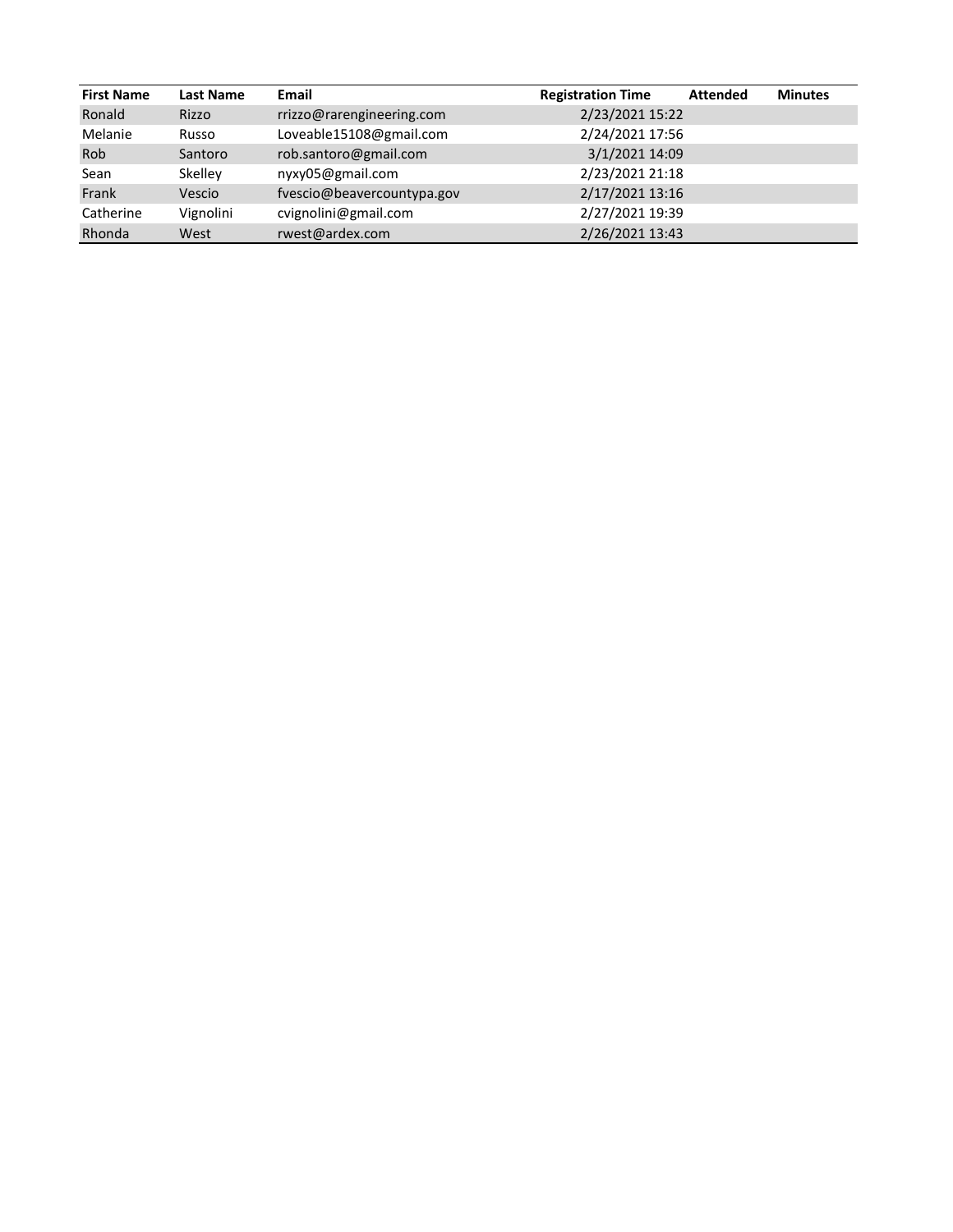| First Name | Last Name | Email | Registration Time | Attended | Minutes |
|---|---|---|---|---|---|
| Ronald | Rizzo | rrizzo@rarengineering.com | 2/23/2021 15:22 | | |
| Melanie | Russo | Loveable15108@gmail.com | 2/24/2021 17:56 | | |
| Rob | Santoro | rob.santoro@gmail.com | 3/1/2021 14:09 | | |
| Sean | Skelley | nyxy05@gmail.com | 2/23/2021 21:18 | | |
| Frank | Vescio | fvescio@beavercountypa.gov | 2/17/2021 13:16 | | |
| Catherine | Vignolini | cvignolini@gmail.com | 2/27/2021 19:39 | | |
| Rhonda | West | rwest@ardex.com | 2/26/2021 13:43 | | |